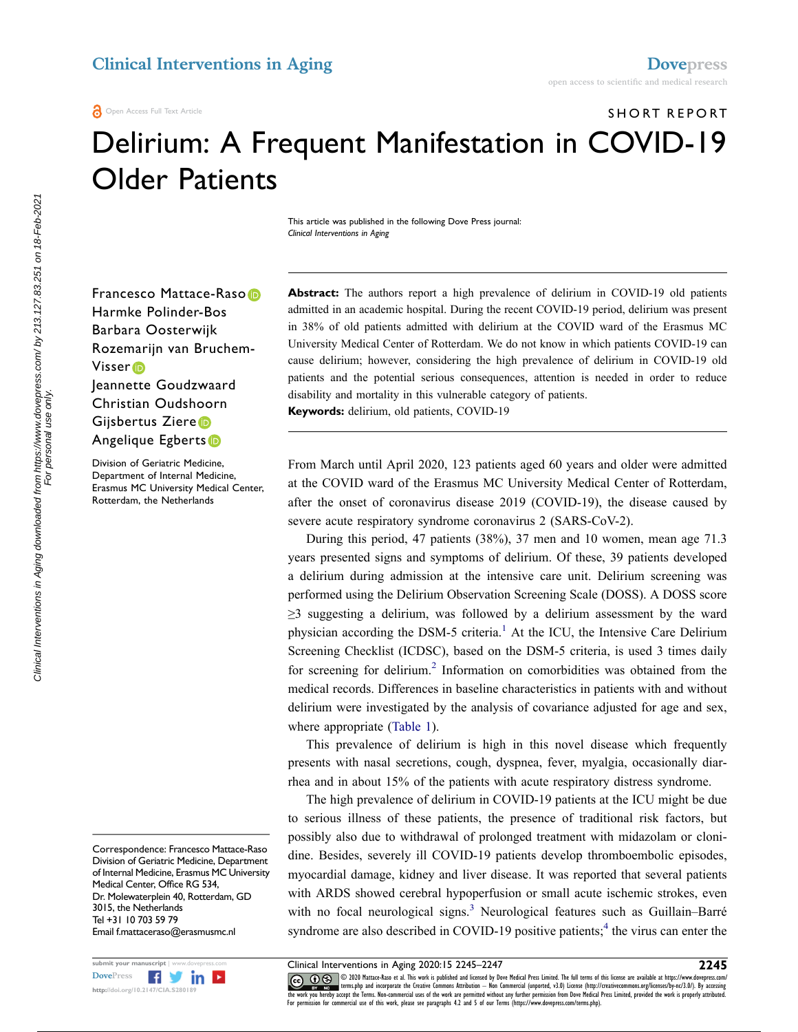SHORT REPORT

# Delirium: A Frequent Manifestation in COVID-19 Older Patients

This article was published in the following Dove Press journal:
*Clinical Interventions in Aging*

Francesco Mattace-Raso
Harmke Polinder-Bos
Barbara Oosterwijk
Rozemarijn van Bruchem-Visser
Jeannette Goudzwaard
Christian Oudshoorn
Gijsbertus Ziere
Angelique Egberts

Division of Geriatric Medicine, Department of Internal Medicine, Erasmus MC University Medical Center, Rotterdam, the Netherlands

**Abstract:** The authors report a high prevalence of delirium in COVID-19 old patients admitted in an academic hospital. During the recent COVID-19 period, delirium was present in 38% of old patients admitted with delirium at the COVID ward of the Erasmus MC University Medical Center of Rotterdam. We do not know in which patients COVID-19 can cause delirium; however, considering the high prevalence of delirium in COVID-19 old patients and the potential serious consequences, attention is needed in order to reduce disability and mortality in this vulnerable category of patients.

**Keywords:** delirium, old patients, COVID-19

From March until April 2020, 123 patients aged 60 years and older were admitted at the COVID ward of the Erasmus MC University Medical Center of Rotterdam, after the onset of coronavirus disease 2019 (COVID-19), the disease caused by severe acute respiratory syndrome coronavirus 2 (SARS-CoV-2).

During this period, 47 patients (38%), 37 men and 10 women, mean age 71.3 years presented signs and symptoms of delirium. Of these, 39 patients developed a delirium during admission at the intensive care unit. Delirium screening was performed using the Delirium Observation Screening Scale (DOSS). A DOSS score ≥3 suggesting a delirium, was followed by a delirium assessment by the ward physician according the DSM-5 criteria.[1] At the ICU, the Intensive Care Delirium Screening Checklist (ICDSC), based on the DSM-5 criteria, is used 3 times daily for screening for delirium.[2] Information on comorbidities was obtained from the medical records. Differences in baseline characteristics in patients with and without delirium were investigated by the analysis of covariance adjusted for age and sex, where appropriate (Table 1).

This prevalence of delirium is high in this novel disease which frequently presents with nasal secretions, cough, dyspnea, fever, myalgia, occasionally diarrhea and in about 15% of the patients with acute respiratory distress syndrome.

The high prevalence of delirium in COVID-19 patients at the ICU might be due to serious illness of these patients, the presence of traditional risk factors, but possibly also due to withdrawal of prolonged treatment with midazolam or clonidine. Besides, severely ill COVID-19 patients develop thromboembolic episodes, myocardial damage, kidney and liver disease. It was reported that several patients with ARDS showed cerebral hypoperfusion or small acute ischemic strokes, even with no focal neurological signs.[3] Neurological features such as Guillain–Barré syndrome are also described in COVID-19 positive patients;[4] the virus can enter the

Correspondence: Francesco Mattace-Raso
Division of Geriatric Medicine, Department of Internal Medicine, Erasmus MC University Medical Center, Office RG 534, Dr. Molewaterplein 40, Rotterdam, GD 3015, the Netherlands
Tel +31 10 703 59 79
Email f.mattaceraso@erasmusmc.nl

© 2020 Mattace-Raso et al. This work is published and licensed by Dove Medical Press Limited. The full terms of this license are available at https://www.dovepress.com/terms.php and incorporate the Creative Commons Attribution – Non Commercial (unported, v3.0) License (http://creativecommons.org/licenses/by-nc/3.0/). By accessing the work you hereby accept the Terms. Non-commercial uses of the work are permitted without any further permission from Dove Medical Press Limited, provided the work is properly attributed. For permission for commercial use of this work, please see paragraphs 4.2 and 5 of our Terms (https://www.dovepress.com/terms.php).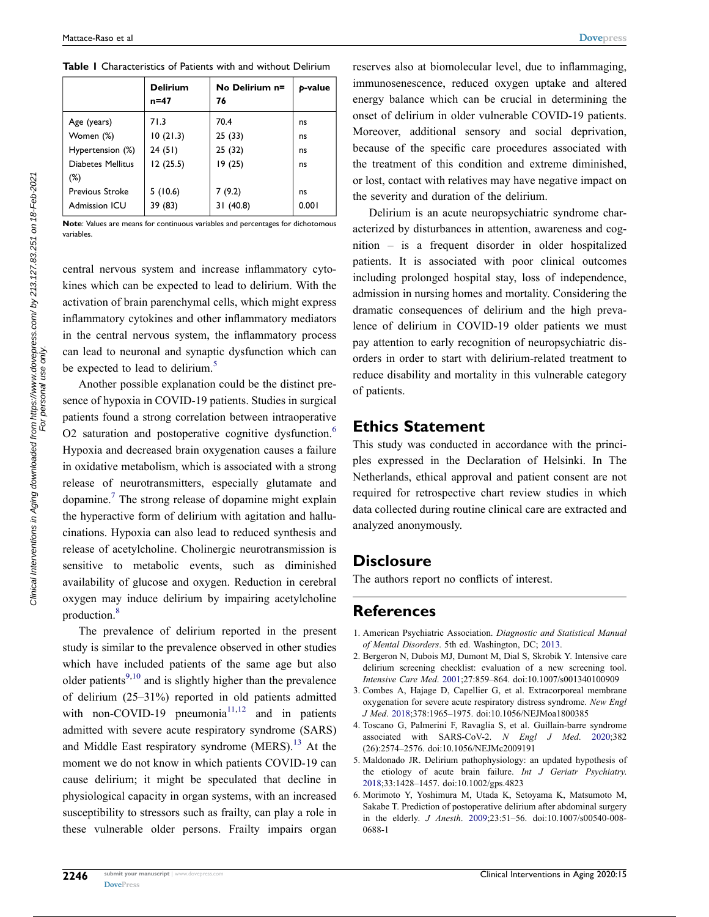**Table 1** Characteristics of Patients with and without Delirium

| | Delirium n=47 | No Delirium n= 76 | *p*-value |
|---|---|---|---|
| Age (years) | 71.3 | 70.4 | ns |
| Women (%) | 10 (21.3) | 25 (33) | ns |
| Hypertension (%) | 24 (51) | 25 (32) | ns |
| Diabetes Mellitus (%) | 12 (25.5) | 19 (25) | ns |
| Previous Stroke | 5 (10.6) | 7 (9.2) | ns |
| Admission ICU | 39 (83) | 31 (40.8) | 0.001 |

**Note**: Values are means for continuous variables and percentages for dichotomous variables.

central nervous system and increase inflammatory cytokines which can be expected to lead to delirium. With the activation of brain parenchymal cells, which might express inflammatory cytokines and other inflammatory mediators in the central nervous system, the inflammatory process can lead to neuronal and synaptic dysfunction which can be expected to lead to delirium.[5]

Another possible explanation could be the distinct presence of hypoxia in COVID-19 patients. Studies in surgical patients found a strong correlation between intraoperative O2 saturation and postoperative cognitive dysfunction.[6] Hypoxia and decreased brain oxygenation causes a failure in oxidative metabolism, which is associated with a strong release of neurotransmitters, especially glutamate and dopamine.[7] The strong release of dopamine might explain the hyperactive form of delirium with agitation and hallucinations. Hypoxia can also lead to reduced synthesis and release of acetylcholine. Cholinergic neurotransmission is sensitive to metabolic events, such as diminished availability of glucose and oxygen. Reduction in cerebral oxygen may induce delirium by impairing acetylcholine production.[8]

The prevalence of delirium reported in the present study is similar to the prevalence observed in other studies which have included patients of the same age but also older patients[9,10] and is slightly higher than the prevalence of delirium (25–31%) reported in old patients admitted with non-COVID-19 pneumonia[11,12] and in patients admitted with severe acute respiratory syndrome (SARS) and Middle East respiratory syndrome (MERS).[13] At the moment we do not know in which patients COVID-19 can cause delirium; it might be speculated that decline in physiological capacity in organ systems, with an increased susceptibility to stressors such as frailty, can play a role in these vulnerable older persons. Frailty impairs organ reserves also at biomolecular level, due to inflammaging, immunosenescence, reduced oxygen uptake and altered energy balance which can be crucial in determining the onset of delirium in older vulnerable COVID-19 patients. Moreover, additional sensory and social deprivation, because of the specific care procedures associated with the treatment of this condition and extreme diminished, or lost, contact with relatives may have negative impact on the severity and duration of the delirium.

Delirium is an acute neuropsychiatric syndrome characterized by disturbances in attention, awareness and cognition – is a frequent disorder in older hospitalized patients. It is associated with poor clinical outcomes including prolonged hospital stay, loss of independence, admission in nursing homes and mortality. Considering the dramatic consequences of delirium and the high prevalence of delirium in COVID-19 older patients we must pay attention to early recognition of neuropsychiatric disorders in order to start with delirium-related treatment to reduce disability and mortality in this vulnerable category of patients.

## Ethics Statement

This study was conducted in accordance with the principles expressed in the Declaration of Helsinki. In The Netherlands, ethical approval and patient consent are not required for retrospective chart review studies in which data collected during routine clinical care are extracted and analyzed anonymously.

## Disclosure

The authors report no conflicts of interest.

## References

1. American Psychiatric Association. *Diagnostic and Statistical Manual of Mental Disorders*. 5th ed. Washington, DC; 2013.
2. Bergeron N, Dubois MJ, Dumont M, Dial S, Skrobik Y. Intensive care delirium screening checklist: evaluation of a new screening tool. *Intensive Care Med*. 2001;27:859–864. doi:10.1007/s001340100909
3. Combes A, Hajage D, Capellier G, et al. Extracorporeal membrane oxygenation for severe acute respiratory distress syndrome. *New Engl J Med*. 2018;378:1965–1975. doi:10.1056/NEJMoa1800385
4. Toscano G, Palmerini F, Ravaglia S, et al. Guillain-barre syndrome associated with SARS-CoV-2. *N Engl J Med*. 2020;382 (26):2574–2576. doi:10.1056/NEJMc2009191
5. Maldonado JR. Delirium pathophysiology: an updated hypothesis of the etiology of acute brain failure. *Int J Geriatr Psychiatry*. 2018;33:1428–1457. doi:10.1002/gps.4823
6. Morimoto Y, Yoshimura M, Utada K, Setoyama K, Matsumoto M, Sakabe T. Prediction of postoperative delirium after abdominal surgery in the elderly. *J Anesth*. 2009;23:51–56. doi:10.1007/s00540-008-0688-1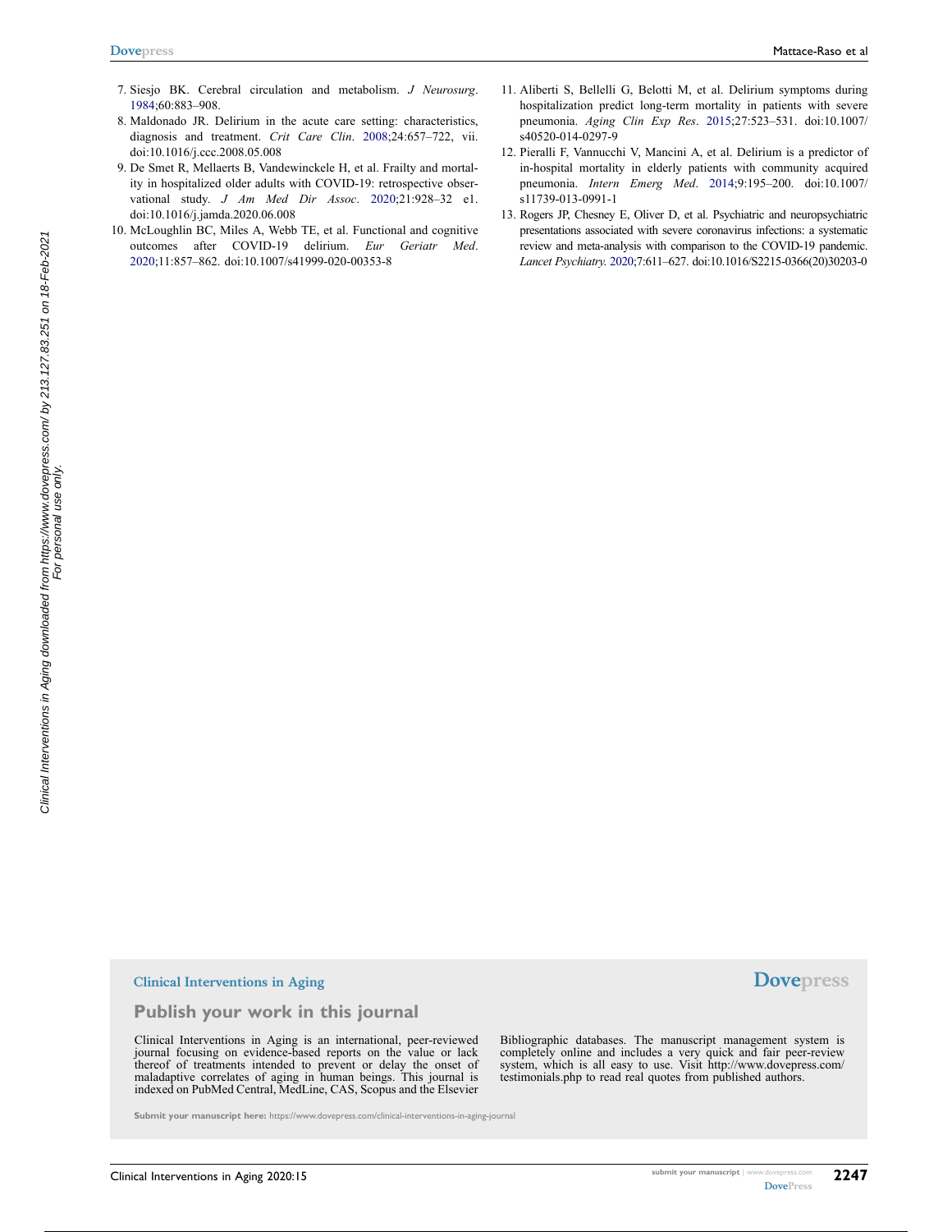7. Siesjo BK. Cerebral circulation and metabolism. *J Neurosurg*. 1984;60:883–908.
8. Maldonado JR. Delirium in the acute care setting: characteristics, diagnosis and treatment. *Crit Care Clin*. 2008;24:657–722, vii. doi:10.1016/j.ccc.2008.05.008
9. De Smet R, Mellaerts B, Vandewinckele H, et al. Frailty and mortality in hospitalized older adults with COVID-19: retrospective observational study. *J Am Med Dir Assoc*. 2020;21:928–32 e1. doi:10.1016/j.jamda.2020.06.008
10. McLoughlin BC, Miles A, Webb TE, et al. Functional and cognitive outcomes after COVID-19 delirium. *Eur Geriatr Med*. 2020;11:857–862. doi:10.1007/s41999-020-00353-8
11. Aliberti S, Bellelli G, Belotti M, et al. Delirium symptoms during hospitalization predict long-term mortality in patients with severe pneumonia. *Aging Clin Exp Res*. 2015;27:523–531. doi:10.1007/s40520-014-0297-9
12. Pieralli F, Vannucchi V, Mancini A, et al. Delirium is a predictor of in-hospital mortality in elderly patients with community acquired pneumonia. *Intern Emerg Med*. 2014;9:195–200. doi:10.1007/s11739-013-0991-1
13. Rogers JP, Chesney E, Oliver D, et al. Psychiatric and neuropsychiatric presentations associated with severe coronavirus infections: a systematic review and meta-analysis with comparison to the COVID-19 pandemic. *Lancet Psychiatry*. 2020;7:611–627. doi:10.1016/S2215-0366(20)30203-0

**Clinical Interventions in Aging**

**Dovepress**

## Publish your work in this journal

Clinical Interventions in Aging is an international, peer-reviewed journal focusing on evidence-based reports on the value or lack thereof of treatments intended to prevent or delay the onset of maladaptive correlates of aging in human beings. This journal is indexed on PubMed Central, MedLine, CAS, Scopus and the Elsevier Bibliographic databases. The manuscript management system is completely online and includes a very quick and fair peer-review system, which is all easy to use. Visit http://www.dovepress.com/testimonials.php to read real quotes from published authors.

**Submit your manuscript here:** https://www.dovepress.com/clinical-interventions-in-aging-journal